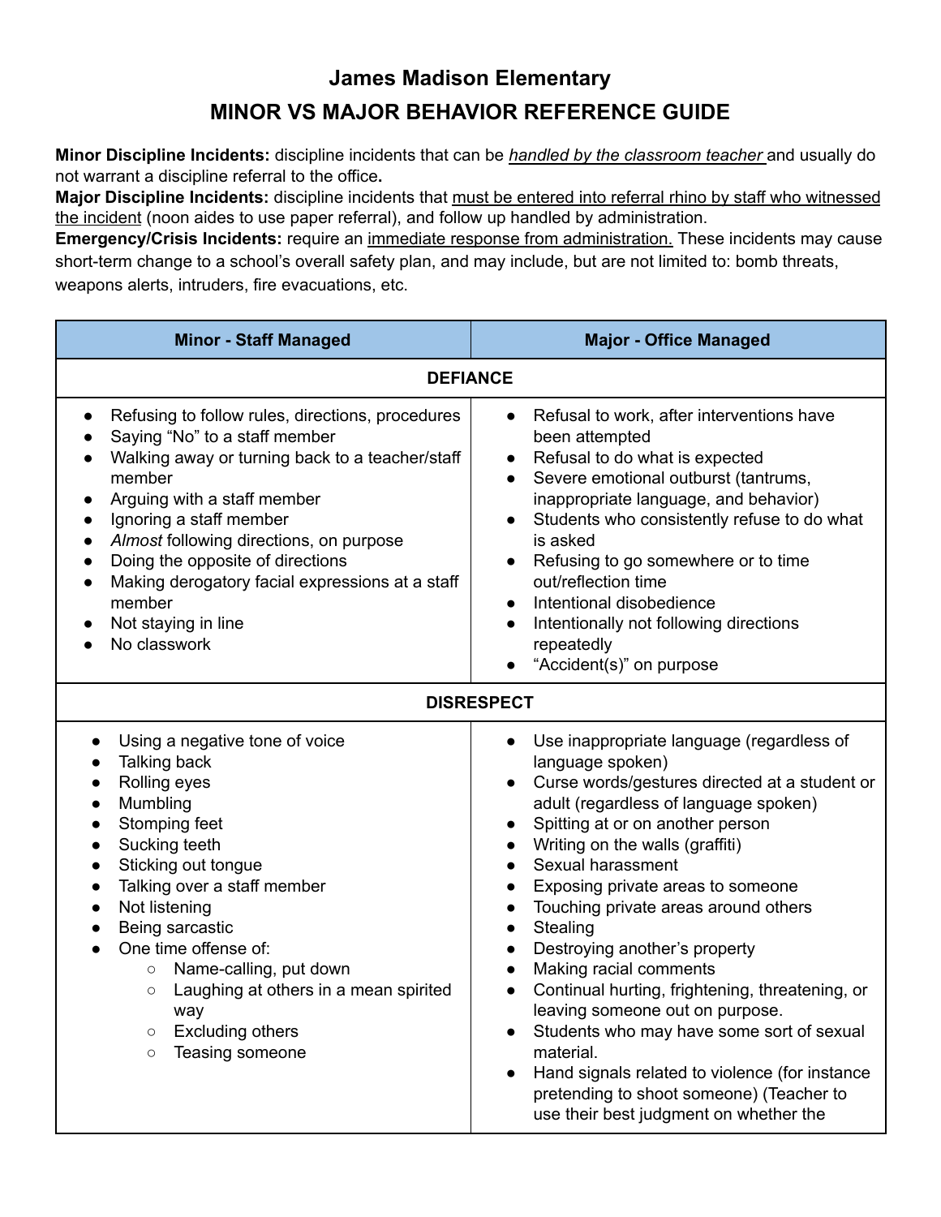# James Madison Elementary

## MINOR VS MAJOR BEHAVIOR REFERENCE GUIDE

**Minor Discipline Incidents:** discipline incidents that can be *handled by the classroom teacher* and usually do not warrant a discipline referral to the office**.**
**Major Discipline Incidents:** discipline incidents that must be entered into referral rhino by staff who witnessed the incident (noon aides to use paper referral), and follow up handled by administration.
**Emergency/Crisis Incidents:** require an immediate response from administration. These incidents may cause short-term change to a school's overall safety plan, and may include, but are not limited to: bomb threats, weapons alerts, intruders, fire evacuations, etc.

| Minor - Staff Managed | Major - Office Managed |
|---|---|
| **DEFIANCE** | |
| • Refusing to follow rules, directions, procedures<br>• Saying "No" to a staff member<br>• Walking away or turning back to a teacher/staff member<br>• Arguing with a staff member<br>• Ignoring a staff member<br>• *Almost* following directions, on purpose<br>• Doing the opposite of directions<br>• Making derogatory facial expressions at a staff member<br>• Not staying in line<br>• No classwork | • Refusal to work, after interventions have been attempted<br>• Refusal to do what is expected<br>• Severe emotional outburst (tantrums, inappropriate language, and behavior)<br>• Students who consistently refuse to do what is asked<br>• Refusing to go somewhere or to time out/reflection time<br>• Intentional disobedience<br>• Intentionally not following directions repeatedly<br>• "Accident(s)" on purpose |
| **DISRESPECT** | |
| • Using a negative tone of voice<br>• Talking back<br>• Rolling eyes<br>• Mumbling<br>• Stomping feet<br>• Sucking teeth<br>• Sticking out tongue<br>• Talking over a staff member<br>• Not listening<br>• Being sarcastic<br>• One time offense of:<br>&nbsp;&nbsp;&nbsp;&nbsp;○ Name-calling, put down<br>&nbsp;&nbsp;&nbsp;&nbsp;○ Laughing at others in a mean spirited way<br>&nbsp;&nbsp;&nbsp;&nbsp;○ Excluding others<br>&nbsp;&nbsp;&nbsp;&nbsp;○ Teasing someone | • Use inappropriate language (regardless of language spoken)<br>• Curse words/gestures directed at a student or adult (regardless of language spoken)<br>• Spitting at or on another person<br>• Writing on the walls (graffiti)<br>• Sexual harassment<br>• Exposing private areas to someone<br>• Touching private areas around others<br>• Stealing<br>• Destroying another's property<br>• Making racial comments<br>• Continual hurting, frightening, threatening, or leaving someone out on purpose.<br>• Students who may have some sort of sexual material.<br>• Hand signals related to violence (for instance pretending to shoot someone) (Teacher to use their best judgment on whether the |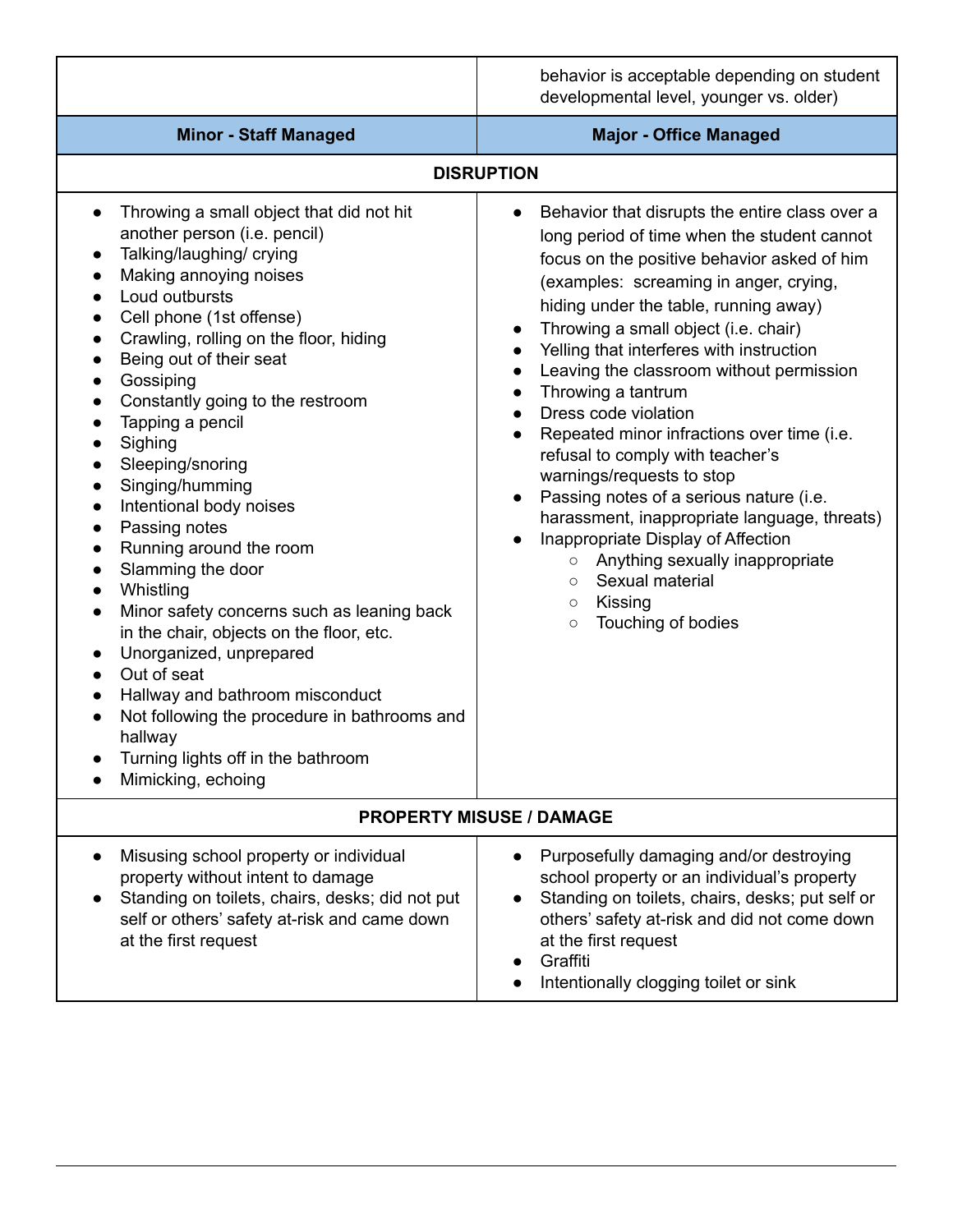|  | behavior is acceptable depending on student developmental level, younger vs. older) |
|---|---|
| **Minor - Staff Managed** | **Major - Office Managed** |
| **DISRUPTION** | |
| • Throwing a small object that did not hit another person (i.e. pencil)<br>• Talking/laughing/ crying<br>• Making annoying noises<br>• Loud outbursts<br>• Cell phone (1st offense)<br>• Crawling, rolling on the floor, hiding<br>• Being out of their seat<br>• Gossiping<br>• Constantly going to the restroom<br>• Tapping a pencil<br>• Sighing<br>• Sleeping/snoring<br>• Singing/humming<br>• Intentional body noises<br>• Passing notes<br>• Running around the room<br>• Slamming the door<br>• Whistling<br>• Minor safety concerns such as leaning back in the chair, objects on the floor, etc.<br>• Unorganized, unprepared<br>• Out of seat<br>• Hallway and bathroom misconduct<br>• Not following the procedure in bathrooms and hallway<br>• Turning lights off in the bathroom<br>• Mimicking, echoing | • Behavior that disrupts the entire class over a long period of time when the student cannot focus on the positive behavior asked of him (examples: screaming in anger, crying, hiding under the table, running away)<br>• Throwing a small object (i.e. chair)<br>• Yelling that interferes with instruction<br>• Leaving the classroom without permission<br>• Throwing a tantrum<br>• Dress code violation<br>• Repeated minor infractions over time (i.e. refusal to comply with teacher's warnings/requests to stop<br>• Passing notes of a serious nature (i.e. harassment, inappropriate language, threats)<br>• Inappropriate Display of Affection<br>&nbsp;&nbsp;&nbsp;&nbsp;○ Anything sexually inappropriate<br>&nbsp;&nbsp;&nbsp;&nbsp;○ Sexual material<br>&nbsp;&nbsp;&nbsp;&nbsp;○ Kissing<br>&nbsp;&nbsp;&nbsp;&nbsp;○ Touching of bodies |
| **PROPERTY MISUSE / DAMAGE** | |
| • Misusing school property or individual property without intent to damage<br>• Standing on toilets, chairs, desks; did not put self or others' safety at-risk and came down at the first request | • Purposefully damaging and/or destroying school property or an individual's property<br>• Standing on toilets, chairs, desks; put self or others' safety at-risk and did not come down at the first request<br>• Graffiti<br>• Intentionally clogging toilet or sink |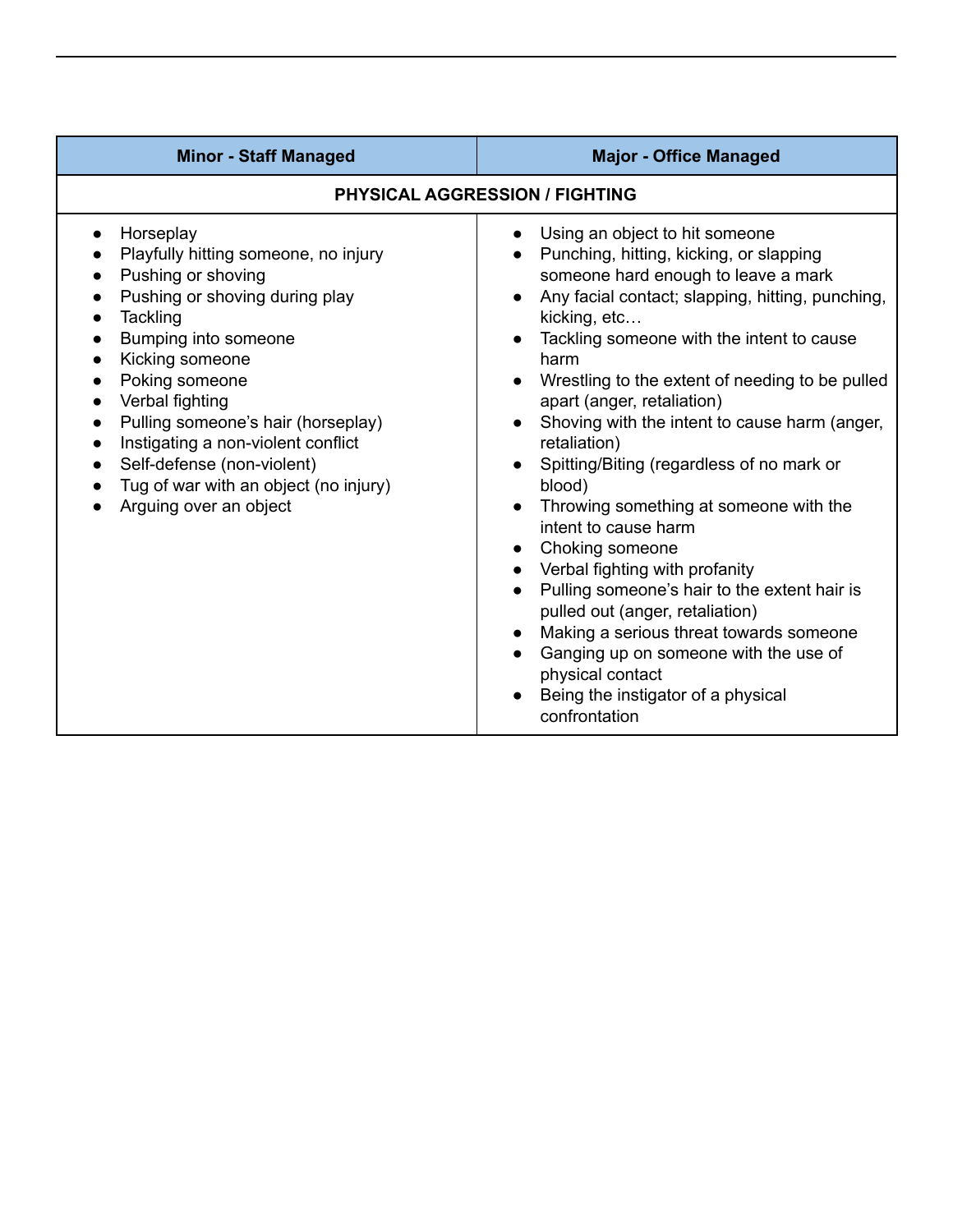| Minor - Staff Managed | Major - Office Managed |
| --- | --- |
| **PHYSICAL AGGRESSION / FIGHTING** | |
| • Horseplay<br>• Playfully hitting someone, no injury<br>• Pushing or shoving<br>• Pushing or shoving during play<br>• Tackling<br>• Bumping into someone<br>• Kicking someone<br>• Poking someone<br>• Verbal fighting<br>• Pulling someone's hair (horseplay)<br>• Instigating a non-violent conflict<br>• Self-defense (non-violent)<br>• Tug of war with an object (no injury)<br>• Arguing over an object | • Using an object to hit someone<br>• Punching, hitting, kicking, or slapping someone hard enough to leave a mark<br>• Any facial contact; slapping, hitting, punching, kicking, etc…<br>• Tackling someone with the intent to cause harm<br>• Wrestling to the extent of needing to be pulled apart (anger, retaliation)<br>• Shoving with the intent to cause harm (anger, retaliation)<br>• Spitting/Biting (regardless of no mark or blood)<br>• Throwing something at someone with the intent to cause harm<br>• Choking someone<br>• Verbal fighting with profanity<br>• Pulling someone's hair to the extent hair is pulled out (anger, retaliation)<br>• Making a serious threat towards someone<br>• Ganging up on someone with the use of physical contact<br>• Being the instigator of a physical confrontation |